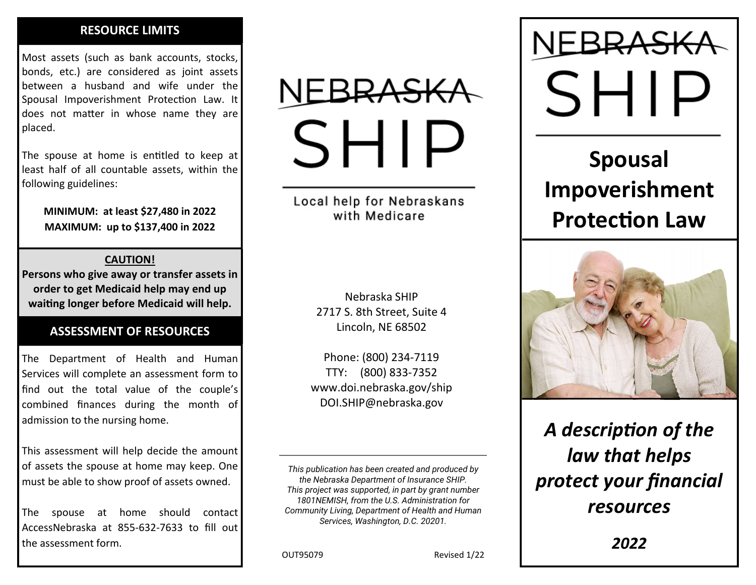## RESOURCE LIMITS

Most assets (such as bank accounts, stocks, bonds, etc.) are considered as joint assets between a husband and wife under the Spousal Impoverishment Protection Law. It does not matter in whose name they are placed.

The spouse at home is entitled to keep at least half of all countable assets, within the following guidelines:

**MINIMUM: at least $27,480 in 2022**
**MAXIMUM: up to $137,400 in 2022**

**CAUTION!**

**Persons who give away or transfer assets in order to get Medicaid help may end up waiting longer before Medicaid will help.**

## ASSESSMENT OF RESOURCES

The Department of Health and Human Services will complete an assessment form to find out the total value of the couple's combined finances during the month of admission to the nursing home.

This assessment will help decide the amount of assets the spouse at home may keep. One must be able to show proof of assets owned.

The spouse at home should contact AccessNebraska at 855-632-7633 to fill out the assessment form.

NEBRASKA SHIP

Local help for Nebraskans with Medicare

Nebraska SHIP
2717 S. 8th Street, Suite 4
Lincoln, NE 68502

Phone: (800) 234-7119
TTY: (800) 833-7352
www.doi.nebraska.gov/ship
DOI.SHIP@nebraska.gov

*This publication has been created and produced by the Nebraska Department of Insurance SHIP. This project was supported, in part by grant number 1801NEMISH, from the U.S. Administration for Community Living, Department of Health and Human Services, Washington, D.C. 20201.*

OUT95079 Revised 1/22

NEBRASKA SHIP

# Spousal Impoverishment Protection Law

***A description of the law that helps protect your financial resources***

***2022***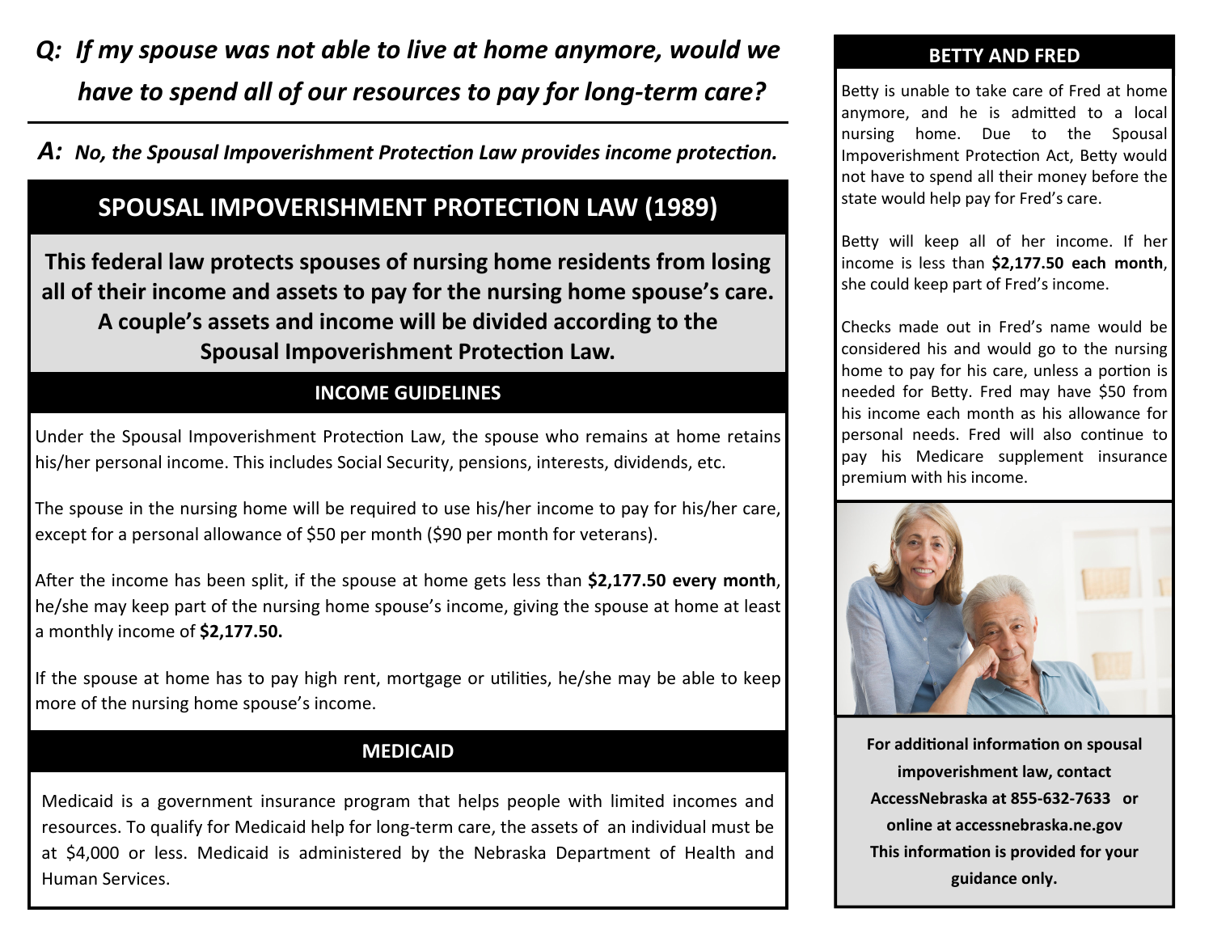***Q: If my spouse was not able to live at home anymore, would we have to spend all of our resources to pay for long-term care?***

***A: No, the Spousal Impoverishment Protection Law provides income protection.***

## SPOUSAL IMPOVERISHMENT PROTECTION LAW (1989)

**This federal law protects spouses of nursing home residents from losing all of their income and assets to pay for the nursing home spouse's care. A couple's assets and income will be divided according to the Spousal Impoverishment Protection Law.**

### INCOME GUIDELINES

Under the Spousal Impoverishment Protection Law, the spouse who remains at home retains his/her personal income. This includes Social Security, pensions, interests, dividends, etc.

The spouse in the nursing home will be required to use his/her income to pay for his/her care, except for a personal allowance of $50 per month ($90 per month for veterans).

After the income has been split, if the spouse at home gets less than **$2,177.50 every month**, he/she may keep part of the nursing home spouse's income, giving the spouse at home at least a monthly income of **$2,177.50.**

If the spouse at home has to pay high rent, mortgage or utilities, he/she may be able to keep more of the nursing home spouse's income.

### MEDICAID

Medicaid is a government insurance program that helps people with limited incomes and resources. To qualify for Medicaid help for long-term care, the assets of an individual must be at $4,000 or less. Medicaid is administered by the Nebraska Department of Health and Human Services.

### BETTY AND FRED

Betty is unable to take care of Fred at home anymore, and he is admitted to a local nursing home. Due to the Spousal Impoverishment Protection Act, Betty would not have to spend all their money before the state would help pay for Fred's care.

Betty will keep all of her income. If her income is less than **$2,177.50 each month**, she could keep part of Fred's income.

Checks made out in Fred's name would be considered his and would go to the nursing home to pay for his care, unless a portion is needed for Betty. Fred may have $50 from his income each month as his allowance for personal needs. Fred will also continue to pay his Medicare supplement insurance premium with his income.

**For additional information on spousal impoverishment law, contact AccessNebraska at 855-632-7633 or online at accessnebraska.ne.gov This information is provided for your guidance only.**